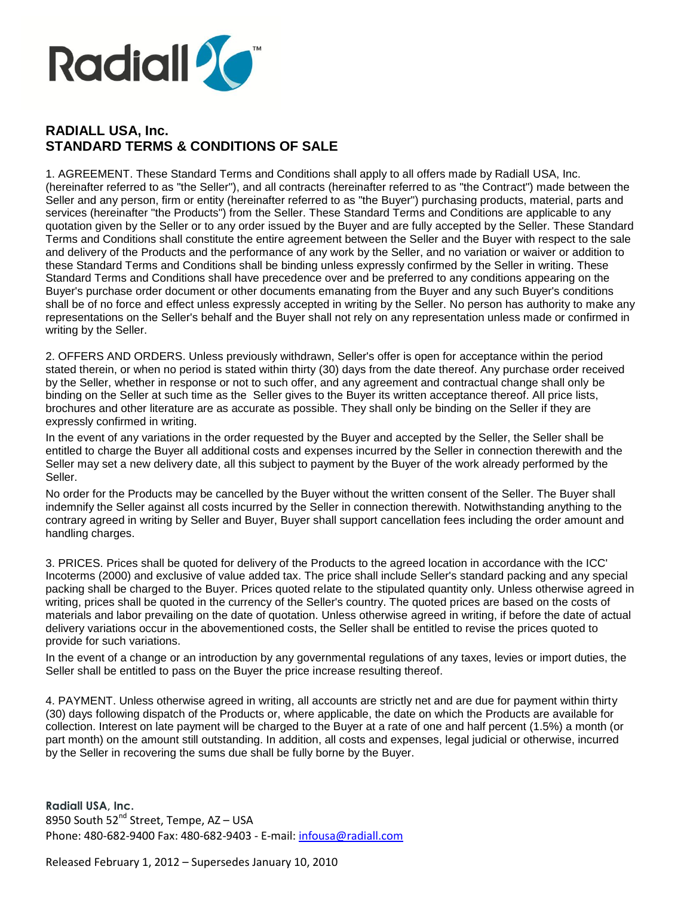# RADIALL USA, Inc.
# STANDARD TERMS & CONDITIONS OF SALE

1. AGREEMENT. These Standard Terms and Conditions shall apply to all offers made by Radiall USA, Inc. (hereinafter referred to as "the Seller"), and all contracts (hereinafter referred to as "the Contract") made between the Seller and any person, firm or entity (hereinafter referred to as "the Buyer") purchasing products, material, parts and services (hereinafter "the Products") from the Seller. These Standard Terms and Conditions are applicable to any quotation given by the Seller or to any order issued by the Buyer and are fully accepted by the Seller. These Standard Terms and Conditions shall constitute the entire agreement between the Seller and the Buyer with respect to the sale and delivery of the Products and the performance of any work by the Seller, and no variation or waiver or addition to these Standard Terms and Conditions shall be binding unless expressly confirmed by the Seller in writing. These Standard Terms and Conditions shall have precedence over and be preferred to any conditions appearing on the Buyer's purchase order document or other documents emanating from the Buyer and any such Buyer's conditions shall be of no force and effect unless expressly accepted in writing by the Seller. No person has authority to make any representations on the Seller's behalf and the Buyer shall not rely on any representation unless made or confirmed in writing by the Seller.

2. OFFERS AND ORDERS. Unless previously withdrawn, Seller's offer is open for acceptance within the period stated therein, or when no period is stated within thirty (30) days from the date thereof. Any purchase order received by the Seller, whether in response or not to such offer, and any agreement and contractual change shall only be binding on the Seller at such time as the Seller gives to the Buyer its written acceptance thereof. All price lists, brochures and other literature are as accurate as possible. They shall only be binding on the Seller if they are expressly confirmed in writing.

In the event of any variations in the order requested by the Buyer and accepted by the Seller, the Seller shall be entitled to charge the Buyer all additional costs and expenses incurred by the Seller in connection therewith and the Seller may set a new delivery date, all this subject to payment by the Buyer of the work already performed by the Seller.

No order for the Products may be cancelled by the Buyer without the written consent of the Seller. The Buyer shall indemnify the Seller against all costs incurred by the Seller in connection therewith. Notwithstanding anything to the contrary agreed in writing by Seller and Buyer, Buyer shall support cancellation fees including the order amount and handling charges.

3. PRICES. Prices shall be quoted for delivery of the Products to the agreed location in accordance with the ICC' Incoterms (2000) and exclusive of value added tax. The price shall include Seller's standard packing and any special packing shall be charged to the Buyer. Prices quoted relate to the stipulated quantity only. Unless otherwise agreed in writing, prices shall be quoted in the currency of the Seller's country. The quoted prices are based on the costs of materials and labor prevailing on the date of quotation. Unless otherwise agreed in writing, if before the date of actual delivery variations occur in the abovementioned costs, the Seller shall be entitled to revise the prices quoted to provide for such variations.

In the event of a change or an introduction by any governmental regulations of any taxes, levies or import duties, the Seller shall be entitled to pass on the Buyer the price increase resulting thereof.

4. PAYMENT. Unless otherwise agreed in writing, all accounts are strictly net and are due for payment within thirty (30) days following dispatch of the Products or, where applicable, the date on which the Products are available for collection. Interest on late payment will be charged to the Buyer at a rate of one and half percent (1.5%) a month (or part month) on the amount still outstanding. In addition, all costs and expenses, legal judicial or otherwise, incurred by the Seller in recovering the sums due shall be fully borne by the Buyer.

**Radiall USA, Inc.**
8950 South 52nd Street, Tempe, AZ – USA
Phone: 480-682-9400 Fax: 480-682-9403 - E-mail: infousa@radiall.com

Released February 1, 2012 – Supersedes January 10, 2010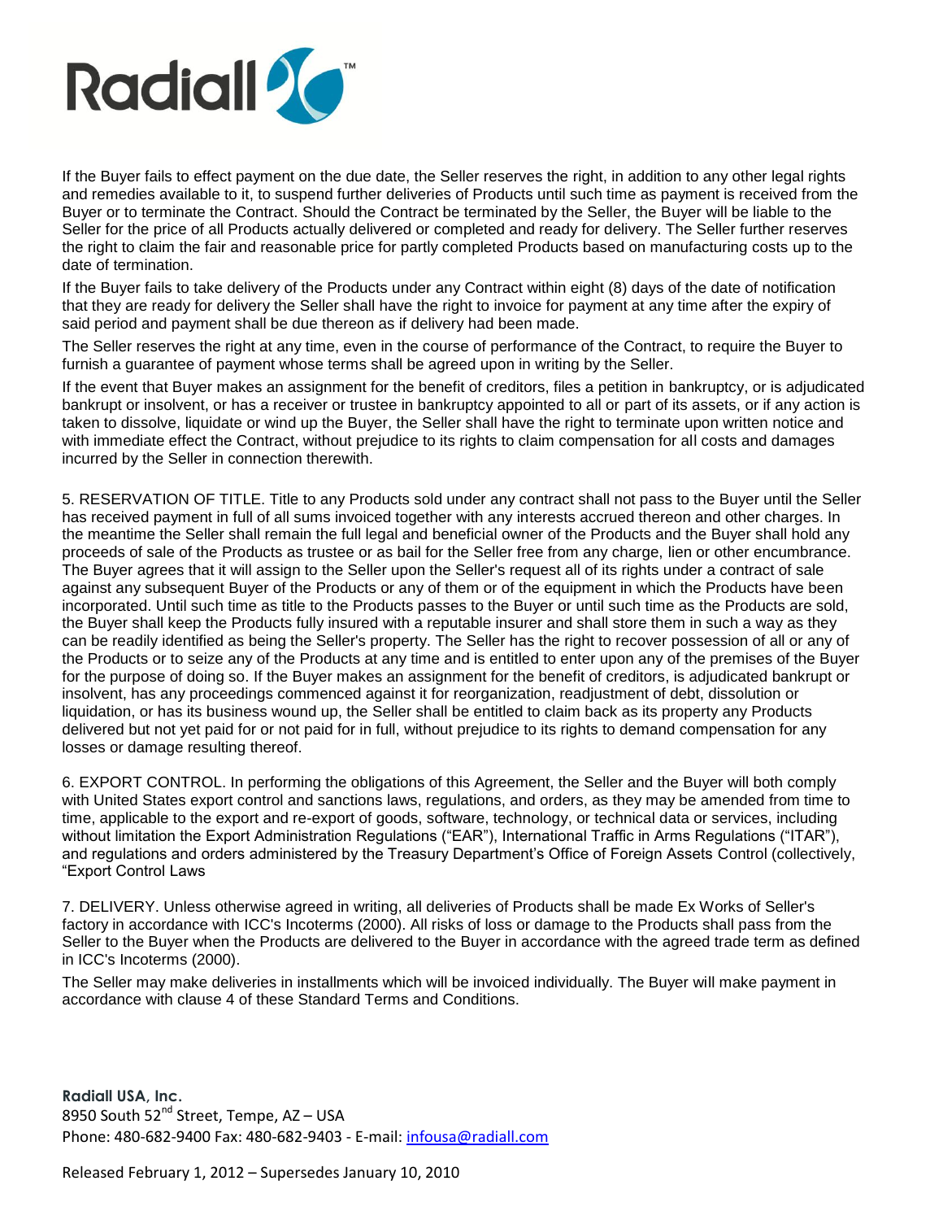If the Buyer fails to effect payment on the due date, the Seller reserves the right, in addition to any other legal rights and remedies available to it, to suspend further deliveries of Products until such time as payment is received from the Buyer or to terminate the Contract. Should the Contract be terminated by the Seller, the Buyer will be liable to the Seller for the price of all Products actually delivered or completed and ready for delivery. The Seller further reserves the right to claim the fair and reasonable price for partly completed Products based on manufacturing costs up to the date of termination.

If the Buyer fails to take delivery of the Products under any Contract within eight (8) days of the date of notification that they are ready for delivery the Seller shall have the right to invoice for payment at any time after the expiry of said period and payment shall be due thereon as if delivery had been made.

The Seller reserves the right at any time, even in the course of performance of the Contract, to require the Buyer to furnish a guarantee of payment whose terms shall be agreed upon in writing by the Seller.

If the event that Buyer makes an assignment for the benefit of creditors, files a petition in bankruptcy, or is adjudicated bankrupt or insolvent, or has a receiver or trustee in bankruptcy appointed to all or part of its assets, or if any action is taken to dissolve, liquidate or wind up the Buyer, the Seller shall have the right to terminate upon written notice and with immediate effect the Contract, without prejudice to its rights to claim compensation for all costs and damages incurred by the Seller in connection therewith.

5. RESERVATION OF TITLE. Title to any Products sold under any contract shall not pass to the Buyer until the Seller has received payment in full of all sums invoiced together with any interests accrued thereon and other charges. In the meantime the Seller shall remain the full legal and beneficial owner of the Products and the Buyer shall hold any proceeds of sale of the Products as trustee or as bail for the Seller free from any charge, lien or other encumbrance. The Buyer agrees that it will assign to the Seller upon the Seller's request all of its rights under a contract of sale against any subsequent Buyer of the Products or any of them or of the equipment in which the Products have been incorporated. Until such time as title to the Products passes to the Buyer or until such time as the Products are sold, the Buyer shall keep the Products fully insured with a reputable insurer and shall store them in such a way as they can be readily identified as being the Seller's property. The Seller has the right to recover possession of all or any of the Products or to seize any of the Products at any time and is entitled to enter upon any of the premises of the Buyer for the purpose of doing so. If the Buyer makes an assignment for the benefit of creditors, is adjudicated bankrupt or insolvent, has any proceedings commenced against it for reorganization, readjustment of debt, dissolution or liquidation, or has its business wound up, the Seller shall be entitled to claim back as its property any Products delivered but not yet paid for or not paid for in full, without prejudice to its rights to demand compensation for any losses or damage resulting thereof.

6. EXPORT CONTROL. In performing the obligations of this Agreement, the Seller and the Buyer will both comply with United States export control and sanctions laws, regulations, and orders, as they may be amended from time to time, applicable to the export and re-export of goods, software, technology, or technical data or services, including without limitation the Export Administration Regulations ("EAR"), International Traffic in Arms Regulations ("ITAR"), and regulations and orders administered by the Treasury Department's Office of Foreign Assets Control (collectively, "Export Control Laws

7. DELIVERY. Unless otherwise agreed in writing, all deliveries of Products shall be made Ex Works of Seller's factory in accordance with ICC's Incoterms (2000). All risks of loss or damage to the Products shall pass from the Seller to the Buyer when the Products are delivered to the Buyer in accordance with the agreed trade term as defined in ICC's Incoterms (2000).

The Seller may make deliveries in installments which will be invoiced individually. The Buyer will make payment in accordance with clause 4 of these Standard Terms and Conditions.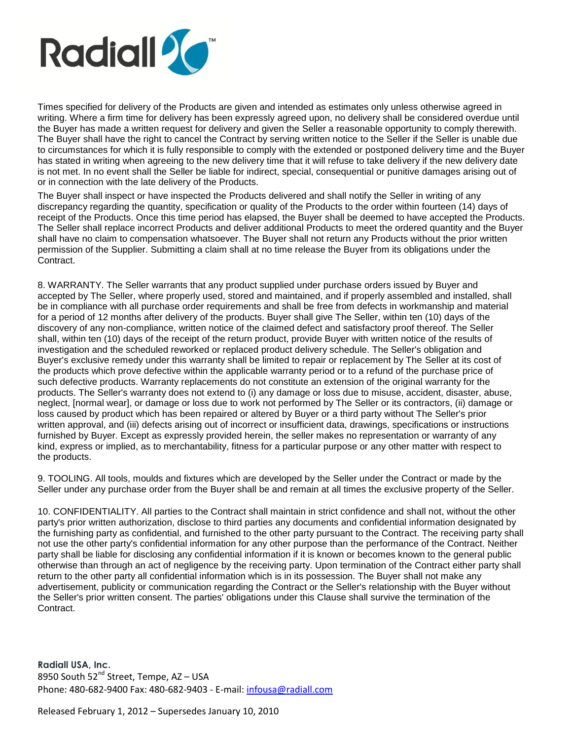Times specified for delivery of the Products are given and intended as estimates only unless otherwise agreed in writing. Where a firm time for delivery has been expressly agreed upon, no delivery shall be considered overdue until the Buyer has made a written request for delivery and given the Seller a reasonable opportunity to comply therewith. The Buyer shall have the right to cancel the Contract by serving written notice to the Seller if the Seller is unable due to circumstances for which it is fully responsible to comply with the extended or postponed delivery time and the Buyer has stated in writing when agreeing to the new delivery time that it will refuse to take delivery if the new delivery date is not met. In no event shall the Seller be liable for indirect, special, consequential or punitive damages arising out of or in connection with the late delivery of the Products.

The Buyer shall inspect or have inspected the Products delivered and shall notify the Seller in writing of any discrepancy regarding the quantity, specification or quality of the Products to the order within fourteen (14) days of receipt of the Products. Once this time period has elapsed, the Buyer shall be deemed to have accepted the Products. The Seller shall replace incorrect Products and deliver additional Products to meet the ordered quantity and the Buyer shall have no claim to compensation whatsoever. The Buyer shall not return any Products without the prior written permission of the Supplier. Submitting a claim shall at no time release the Buyer from its obligations under the Contract.

8. WARRANTY. The Seller warrants that any product supplied under purchase orders issued by Buyer and accepted by The Seller, where properly used, stored and maintained, and if properly assembled and installed, shall be in compliance with all purchase order requirements and shall be free from defects in workmanship and material for a period of 12 months after delivery of the products. Buyer shall give The Seller, within ten (10) days of the discovery of any non-compliance, written notice of the claimed defect and satisfactory proof thereof. The Seller shall, within ten (10) days of the receipt of the return product, provide Buyer with written notice of the results of investigation and the scheduled reworked or replaced product delivery schedule. The Seller's obligation and Buyer's exclusive remedy under this warranty shall be limited to repair or replacement by The Seller at its cost of the products which prove defective within the applicable warranty period or to a refund of the purchase price of such defective products. Warranty replacements do not constitute an extension of the original warranty for the products. The Seller's warranty does not extend to (i) any damage or loss due to misuse, accident, disaster, abuse, neglect, [normal wear], or damage or loss due to work not performed by The Seller or its contractors, (ii) damage or loss caused by product which has been repaired or altered by Buyer or a third party without The Seller's prior written approval, and (iii) defects arising out of incorrect or insufficient data, drawings, specifications or instructions furnished by Buyer. Except as expressly provided herein, the seller makes no representation or warranty of any kind, express or implied, as to merchantability, fitness for a particular purpose or any other matter with respect to the products.

9. TOOLING. All tools, moulds and fixtures which are developed by the Seller under the Contract or made by the Seller under any purchase order from the Buyer shall be and remain at all times the exclusive property of the Seller.

10. CONFIDENTIALITY. All parties to the Contract shall maintain in strict confidence and shall not, without the other party's prior written authorization, disclose to third parties any documents and confidential information designated by the furnishing party as confidential, and furnished to the other party pursuant to the Contract. The receiving party shall not use the other party's confidential information for any other purpose than the performance of the Contract. Neither party shall be liable for disclosing any confidential information if it is known or becomes known to the general public otherwise than through an act of negligence by the receiving party. Upon termination of the Contract either party shall return to the other party all confidential information which is in its possession. The Buyer shall not make any advertisement, publicity or communication regarding the Contract or the Seller's relationship with the Buyer without the Seller's prior written consent. The parties' obligations under this Clause shall survive the termination of the Contract.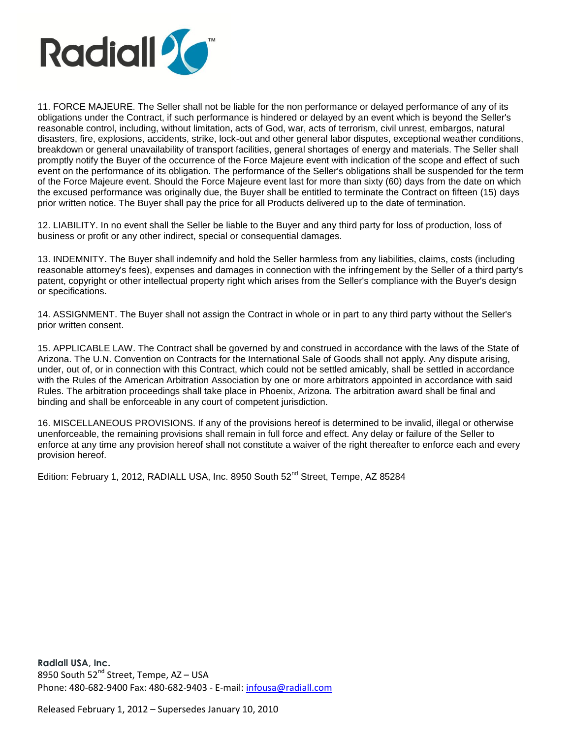11. FORCE MAJEURE. The Seller shall not be liable for the non performance or delayed performance of any of its obligations under the Contract, if such performance is hindered or delayed by an event which is beyond the Seller's reasonable control, including, without limitation, acts of God, war, acts of terrorism, civil unrest, embargos, natural disasters, fire, explosions, accidents, strike, lock-out and other general labor disputes, exceptional weather conditions, breakdown or general unavailability of transport facilities, general shortages of energy and materials. The Seller shall promptly notify the Buyer of the occurrence of the Force Majeure event with indication of the scope and effect of such event on the performance of its obligation. The performance of the Seller's obligations shall be suspended for the term of the Force Majeure event. Should the Force Majeure event last for more than sixty (60) days from the date on which the excused performance was originally due, the Buyer shall be entitled to terminate the Contract on fifteen (15) days prior written notice. The Buyer shall pay the price for all Products delivered up to the date of termination.

12. LIABILITY. In no event shall the Seller be liable to the Buyer and any third party for loss of production, loss of business or profit or any other indirect, special or consequential damages.

13. INDEMNITY. The Buyer shall indemnify and hold the Seller harmless from any liabilities, claims, costs (including reasonable attorney's fees), expenses and damages in connection with the infringement by the Seller of a third party's patent, copyright or other intellectual property right which arises from the Seller's compliance with the Buyer's design or specifications.

14. ASSIGNMENT. The Buyer shall not assign the Contract in whole or in part to any third party without the Seller's prior written consent.

15. APPLICABLE LAW. The Contract shall be governed by and construed in accordance with the laws of the State of Arizona. The U.N. Convention on Contracts for the International Sale of Goods shall not apply. Any dispute arising, under, out of, or in connection with this Contract, which could not be settled amicably, shall be settled in accordance with the Rules of the American Arbitration Association by one or more arbitrators appointed in accordance with said Rules. The arbitration proceedings shall take place in Phoenix, Arizona. The arbitration award shall be final and binding and shall be enforceable in any court of competent jurisdiction.

16. MISCELLANEOUS PROVISIONS. If any of the provisions hereof is determined to be invalid, illegal or otherwise unenforceable, the remaining provisions shall remain in full force and effect. Any delay or failure of the Seller to enforce at any time any provision hereof shall not constitute a waiver of the right thereafter to enforce each and every provision hereof.

Edition: February 1, 2012, RADIALL USA, Inc. 8950 South 52nd Street, Tempe, AZ 85284

**Radiall USA, Inc.**
8950 South 52nd Street, Tempe, AZ – USA
Phone: 480-682-9400 Fax: 480-682-9403 - E-mail: infousa@radiall.com

Released February 1, 2012 – Supersedes January 10, 2010